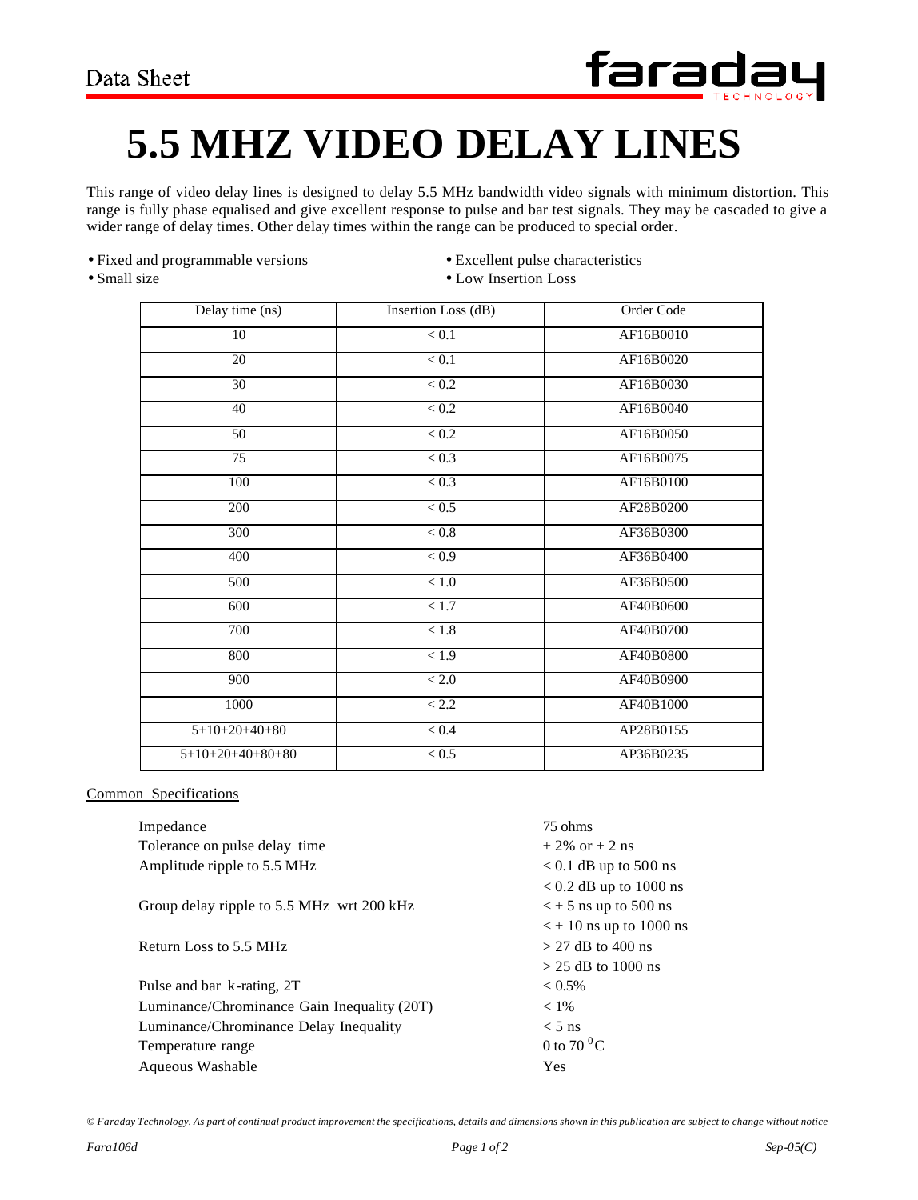Data Sheet

# 5.5 MHZ VIDEO DELAY LINES

This range of video delay lines is designed to delay 5.5 MHz bandwidth video signals with minimum distortion. This range is fully phase equalised and give excellent response to pulse and bar test signals. They may be cascaded to give a wider range of delay times. Other delay times within the range can be produced to special order.

- Fixed and programmable versions
- Small size
- Excellent pulse characteristics
- Low Insertion Loss

| Delay time (ns) | Insertion Loss (dB) | Order Code |
|---|---|---|
| 10 | < 0.1 | AF16B0010 |
| 20 | < 0.1 | AF16B0020 |
| 30 | < 0.2 | AF16B0030 |
| 40 | < 0.2 | AF16B0040 |
| 50 | < 0.2 | AF16B0050 |
| 75 | < 0.3 | AF16B0075 |
| 100 | < 0.3 | AF16B0100 |
| 200 | < 0.5 | AF28B0200 |
| 300 | < 0.8 | AF36B0300 |
| 400 | < 0.9 | AF36B0400 |
| 500 | < 1.0 | AF36B0500 |
| 600 | < 1.7 | AF40B0600 |
| 700 | < 1.8 | AF40B0700 |
| 800 | < 1.9 | AF40B0800 |
| 900 | < 2.0 | AF40B0900 |
| 1000 | < 2.2 | AF40B1000 |
| 5+10+20+40+80 | < 0.4 | AP28B0155 |
| 5+10+20+40+80+80 | < 0.5 | AP36B0235 |

Common Specifications

| | |
|---|---|
| Impedance | 75 ohms |
| Tolerance on pulse delay time | ± 2% or ± 2 ns |
| Amplitude ripple to 5.5 MHz | < 0.1 dB up to 500 ns |
| | < 0.2 dB up to 1000 ns |
| Group delay ripple to 5.5 MHz wrt 200 kHz | < ± 5 ns up to 500 ns |
| | < ± 10 ns up to 1000 ns |
| Return Loss to 5.5 MHz | > 27 dB to 400 ns |
| | > 25 dB to 1000 ns |
| Pulse and bar k-rating, 2T | < 0.5% |
| Luminance/Chrominance Gain Inequality (20T) | < 1% |
| Luminance/Chrominance Delay Inequality | < 5 ns |
| Temperature range | 0 to 70 $^0$C |
| Aqueous Washable | Yes |

*© Faraday Technology. As part of continual product improvement the specifications, details and dimensions shown in this publication are subject to change without notice*

*Fara106d* *Sep-05(C)*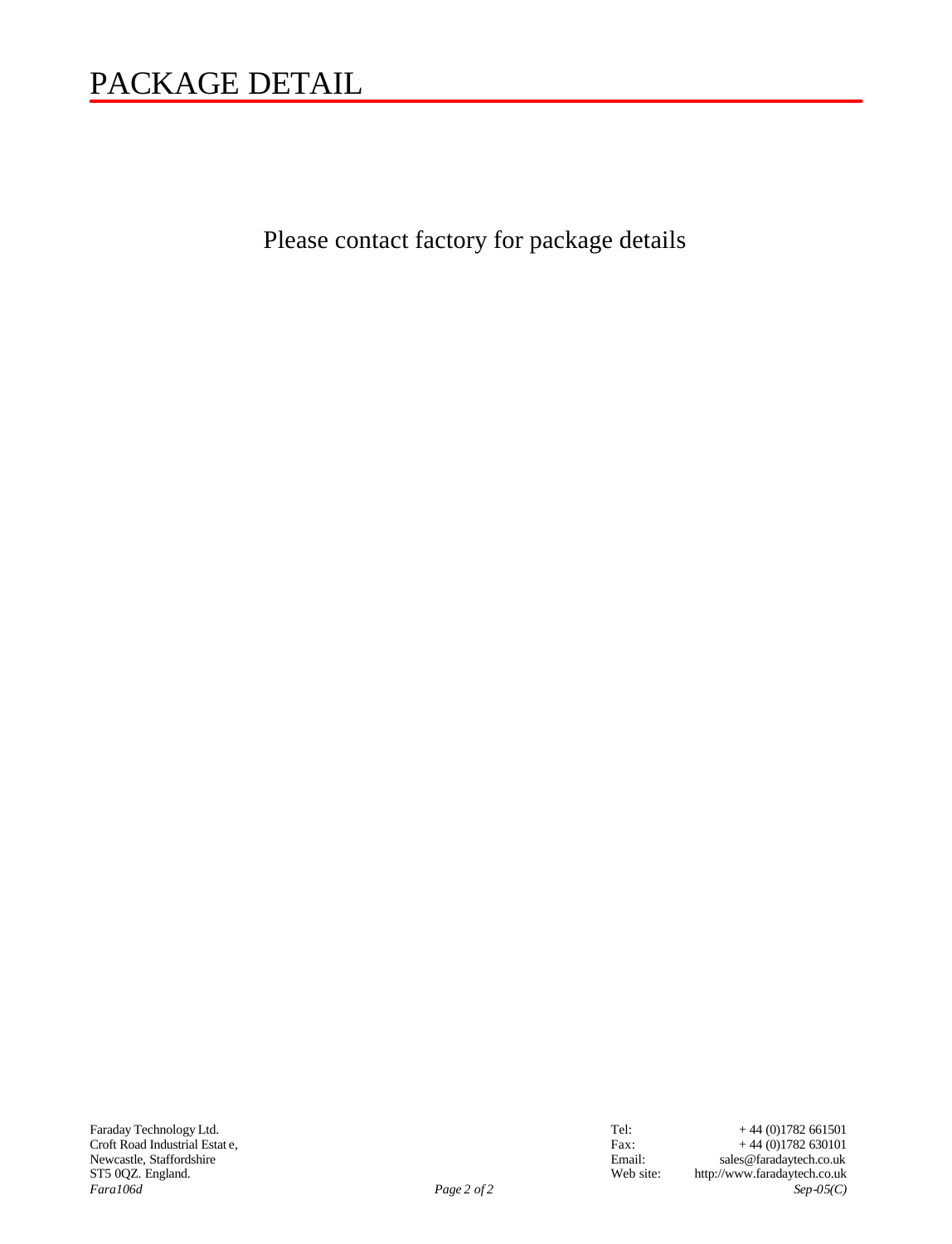# PACKAGE DETAIL

Please contact factory for package details